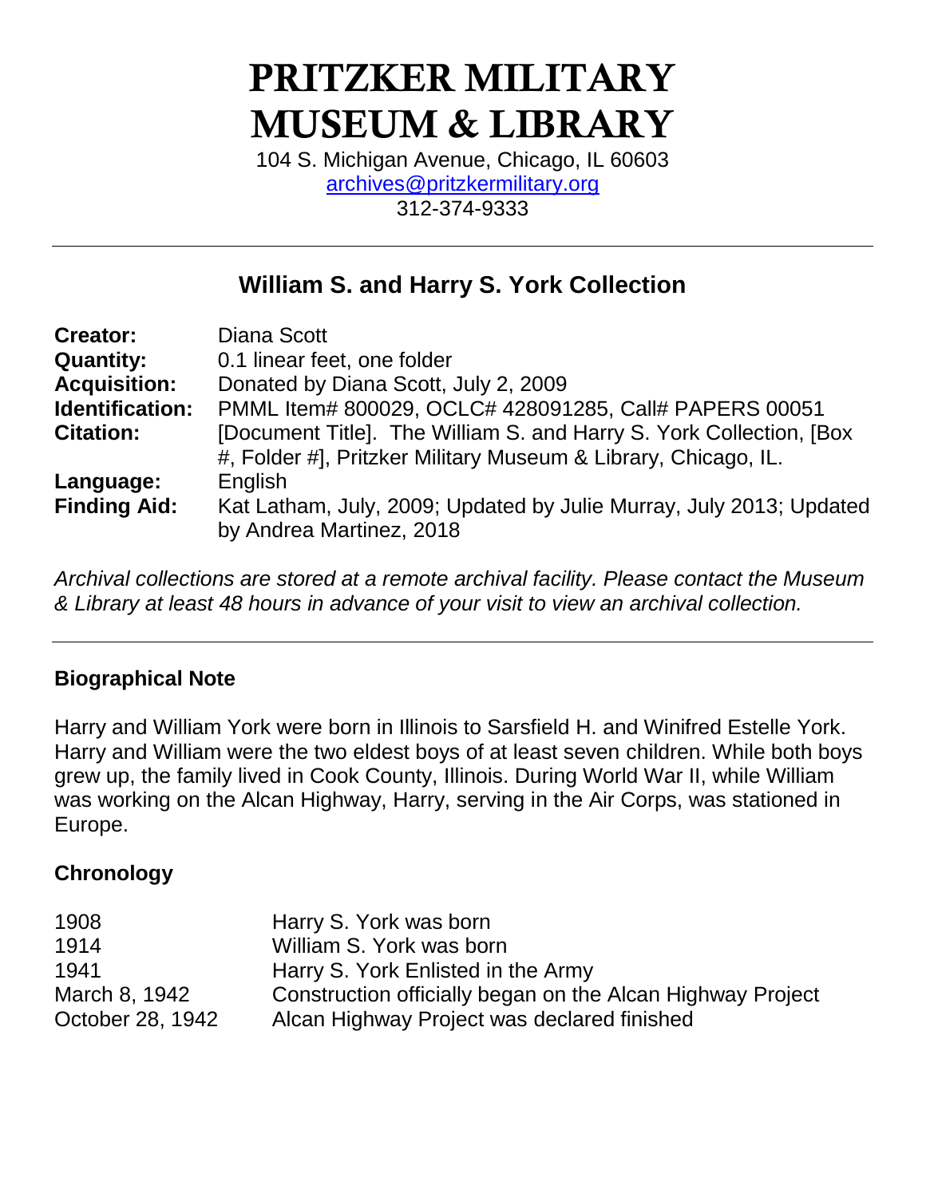# PRITZKER MILITARY MUSEUM & LIBRARY

104 S. Michigan Avenue, Chicago, IL 60603
archives@pritzkermilitary.org
312-374-9333

---

## William S. and Harry S. York Collection

| | |
|---|---|
| **Creator:** | Diana Scott |
| **Quantity:** | 0.1 linear feet, one folder |
| **Acquisition:** | Donated by Diana Scott, July 2, 2009 |
| **Identification:** | PMML Item# 800029, OCLC# 428091285, Call# PAPERS 00051 |
| **Citation:** | [Document Title]. The William S. and Harry S. York Collection, [Box #, Folder #], Pritzker Military Museum & Library, Chicago, IL. |
| **Language:** | English |
| **Finding Aid:** | Kat Latham, July, 2009; Updated by Julie Murray, July 2013; Updated by Andrea Martinez, 2018 |

*Archival collections are stored at a remote archival facility. Please contact the Museum & Library at least 48 hours in advance of your visit to view an archival collection.*

---

### Biographical Note

Harry and William York were born in Illinois to Sarsfield H. and Winifred Estelle York. Harry and William were the two eldest boys of at least seven children. While both boys grew up, the family lived in Cook County, Illinois. During World War II, while William was working on the Alcan Highway, Harry, serving in the Air Corps, was stationed in Europe.

### Chronology

| | |
|---|---|
| 1908 | Harry S. York was born |
| 1914 | William S. York was born |
| 1941 | Harry S. York Enlisted in the Army |
| March 8, 1942 | Construction officially began on the Alcan Highway Project |
| October 28, 1942 | Alcan Highway Project was declared finished |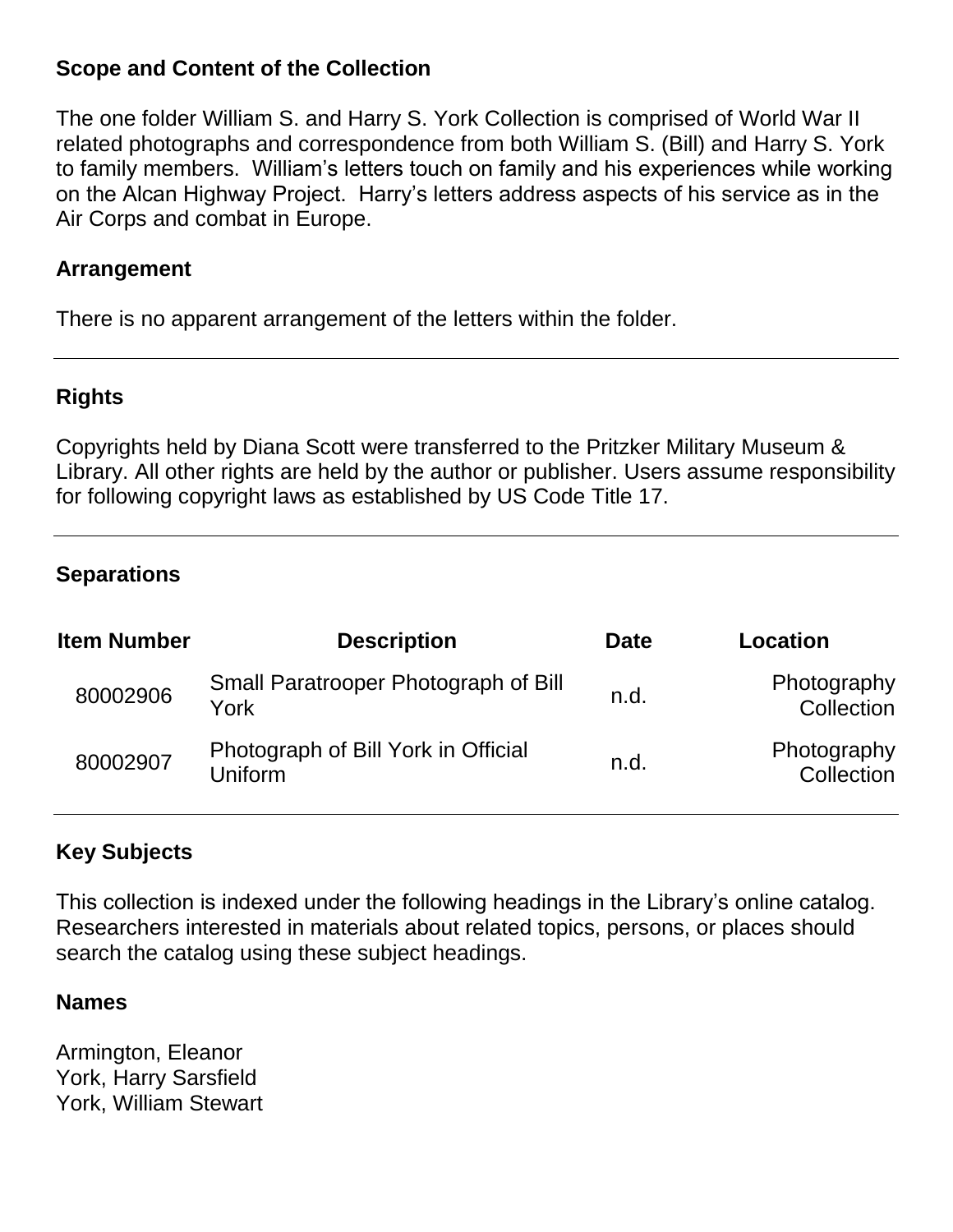## Scope and Content of the Collection

The one folder William S. and Harry S. York Collection is comprised of World War II related photographs and correspondence from both William S. (Bill) and Harry S. York to family members. William's letters touch on family and his experiences while working on the Alcan Highway Project. Harry's letters address aspects of his service as in the Air Corps and combat in Europe.

## Arrangement

There is no apparent arrangement of the letters within the folder.

---

## Rights

Copyrights held by Diana Scott were transferred to the Pritzker Military Museum & Library. All other rights are held by the author or publisher. Users assume responsibility for following copyright laws as established by US Code Title 17.

---

## Separations

| Item Number | Description | Date | Location |
|---|---|---|---|
| 80002906 | Small Paratrooper Photograph of Bill York | n.d. | Photography Collection |
| 80002907 | Photograph of Bill York in Official Uniform | n.d. | Photography Collection |

---

## Key Subjects

This collection is indexed under the following headings in the Library's online catalog. Researchers interested in materials about related topics, persons, or places should search the catalog using these subject headings.

### Names

Armington, Eleanor
York, Harry Sarsfield
York, William Stewart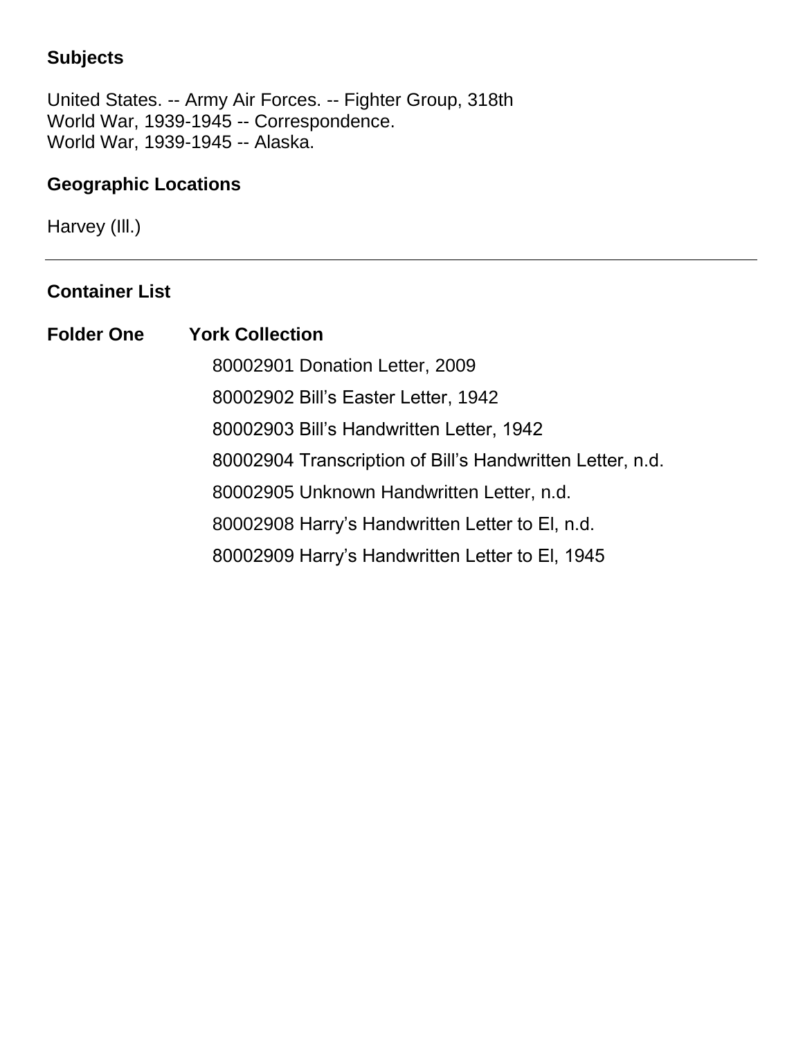## Subjects

United States. -- Army Air Forces. -- Fighter Group, 318th
World War, 1939-1945 -- Correspondence.
World War, 1939-1945 -- Alaska.

## Geographic Locations

Harvey (Ill.)

---

## Container List

**Folder One** **York Collection**

- 80002901 Donation Letter, 2009
- 80002902 Bill’s Easter Letter, 1942
- 80002903 Bill’s Handwritten Letter, 1942
- 80002904 Transcription of Bill’s Handwritten Letter, n.d.
- 80002905 Unknown Handwritten Letter, n.d.
- 80002908 Harry’s Handwritten Letter to El, n.d.
- 80002909 Harry’s Handwritten Letter to El, 1945